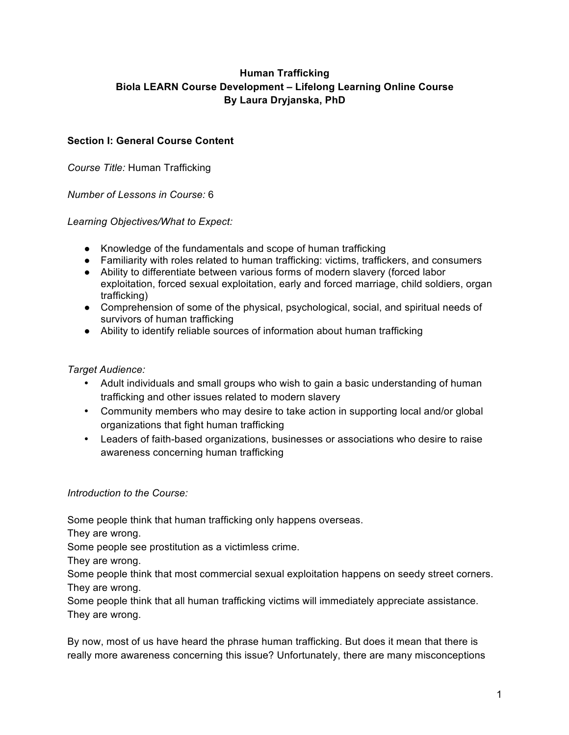**Human Trafficking**
**Biola LEARN Course Development – Lifelong Learning Online Course**
**By Laura Dryjanska, PhD**

## Section I: General Course Content

*Course Title:* Human Trafficking

*Number of Lessons in Course:* 6

*Learning Objectives/What to Expect:*

- Knowledge of the fundamentals and scope of human trafficking
- Familiarity with roles related to human trafficking: victims, traffickers, and consumers
- Ability to differentiate between various forms of modern slavery (forced labor exploitation, forced sexual exploitation, early and forced marriage, child soldiers, organ trafficking)
- Comprehension of some of the physical, psychological, social, and spiritual needs of survivors of human trafficking
- Ability to identify reliable sources of information about human trafficking

*Target Audience:*

- Adult individuals and small groups who wish to gain a basic understanding of human trafficking and other issues related to modern slavery
- Community members who may desire to take action in supporting local and/or global organizations that fight human trafficking
- Leaders of faith-based organizations, businesses or associations who desire to raise awareness concerning human trafficking

*Introduction to the Course:*

Some people think that human trafficking only happens overseas.
They are wrong.
Some people see prostitution as a victimless crime.
They are wrong.
Some people think that most commercial sexual exploitation happens on seedy street corners.
They are wrong.
Some people think that all human trafficking victims will immediately appreciate assistance.
They are wrong.

By now, most of us have heard the phrase human trafficking. But does it mean that there is really more awareness concerning this issue? Unfortunately, there are many misconceptions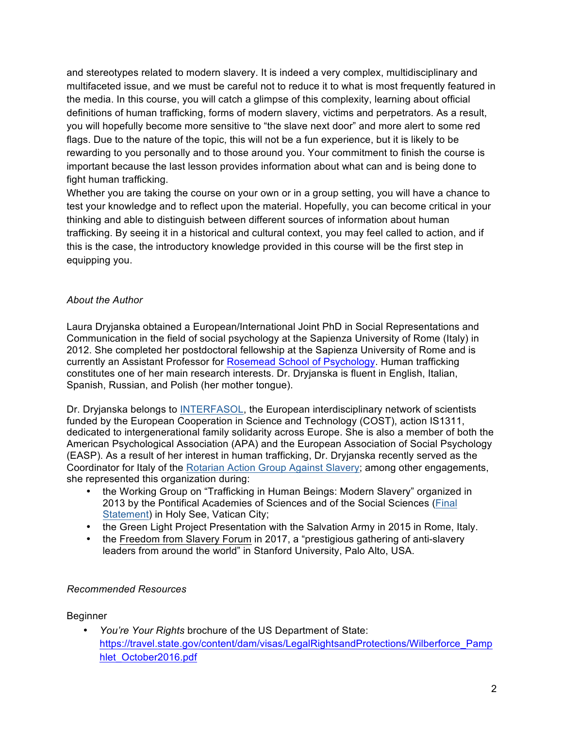and stereotypes related to modern slavery. It is indeed a very complex, multidisciplinary and multifaceted issue, and we must be careful not to reduce it to what is most frequently featured in the media. In this course, you will catch a glimpse of this complexity, learning about official definitions of human trafficking, forms of modern slavery, victims and perpetrators. As a result, you will hopefully become more sensitive to "the slave next door" and more alert to some red flags. Due to the nature of the topic, this will not be a fun experience, but it is likely to be rewarding to you personally and to those around you. Your commitment to finish the course is important because the last lesson provides information about what can and is being done to fight human trafficking.

Whether you are taking the course on your own or in a group setting, you will have a chance to test your knowledge and to reflect upon the material. Hopefully, you can become critical in your thinking and able to distinguish between different sources of information about human trafficking. By seeing it in a historical and cultural context, you may feel called to action, and if this is the case, the introductory knowledge provided in this course will be the first step in equipping you.

*About the Author*

Laura Dryjanska obtained a European/International Joint PhD in Social Representations and Communication in the field of social psychology at the Sapienza University of Rome (Italy) in 2012. She completed her postdoctoral fellowship at the Sapienza University of Rome and is currently an Assistant Professor for Rosemead School of Psychology. Human trafficking constitutes one of her main research interests. Dr. Dryjanska is fluent in English, Italian, Spanish, Russian, and Polish (her mother tongue).

Dr. Dryjanska belongs to INTERFASOL, the European interdisciplinary network of scientists funded by the European Cooperation in Science and Technology (COST), action IS1311, dedicated to intergenerational family solidarity across Europe. She is also a member of both the American Psychological Association (APA) and the European Association of Social Psychology (EASP). As a result of her interest in human trafficking, Dr. Dryjanska recently served as the Coordinator for Italy of the Rotarian Action Group Against Slavery; among other engagements, she represented this organization during:

- the Working Group on "Trafficking in Human Beings: Modern Slavery" organized in 2013 by the Pontifical Academies of Sciences and of the Social Sciences (Final Statement) in Holy See, Vatican City;
- the Green Light Project Presentation with the Salvation Army in 2015 in Rome, Italy.
- the Freedom from Slavery Forum in 2017, a "prestigious gathering of anti-slavery leaders from around the world" in Stanford University, Palo Alto, USA.

*Recommended Resources*

Beginner

- *You're Your Rights* brochure of the US Department of State: https://travel.state.gov/content/dam/visas/LegalRightsandProtections/Wilberforce_Pamphlet_October2016.pdf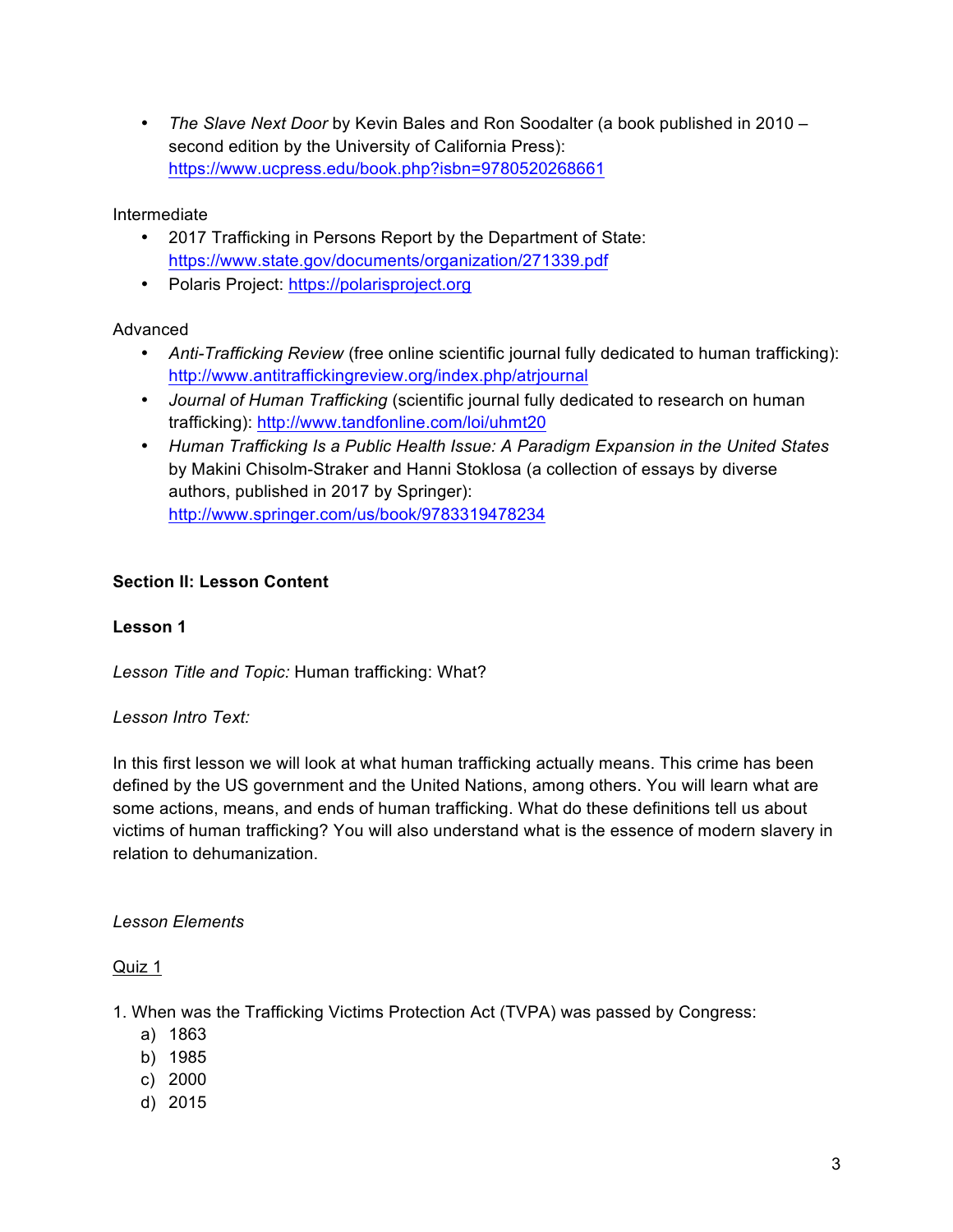- *The Slave Next Door* by Kevin Bales and Ron Soodalter (a book published in 2010 – second edition by the University of California Press): https://www.ucpress.edu/book.php?isbn=9780520268661

Intermediate

- 2017 Trafficking in Persons Report by the Department of State: https://www.state.gov/documents/organization/271339.pdf
- Polaris Project: https://polarisproject.org

Advanced

- *Anti-Trafficking Review* (free online scientific journal fully dedicated to human trafficking): http://www.antitraffickingreview.org/index.php/atrjournal
- *Journal of Human Trafficking* (scientific journal fully dedicated to research on human trafficking): http://www.tandfonline.com/loi/uhmt20
- *Human Trafficking Is a Public Health Issue: A Paradigm Expansion in the United States* by Makini Chisolm-Straker and Hanni Stoklosa (a collection of essays by diverse authors, published in 2017 by Springer): http://www.springer.com/us/book/9783319478234

## Section II: Lesson Content

### Lesson 1

*Lesson Title and Topic:* Human trafficking: What?

*Lesson Intro Text:*

In this first lesson we will look at what human trafficking actually means. This crime has been defined by the US government and the United Nations, among others. You will learn what are some actions, means, and ends of human trafficking. What do these definitions tell us about victims of human trafficking? You will also understand what is the essence of modern slavery in relation to dehumanization.

*Lesson Elements*

<u>Quiz 1</u>

1. When was the Trafficking Victims Protection Act (TVPA) was passed by Congress:
   a) 1863
   b) 1985
   c) 2000
   d) 2015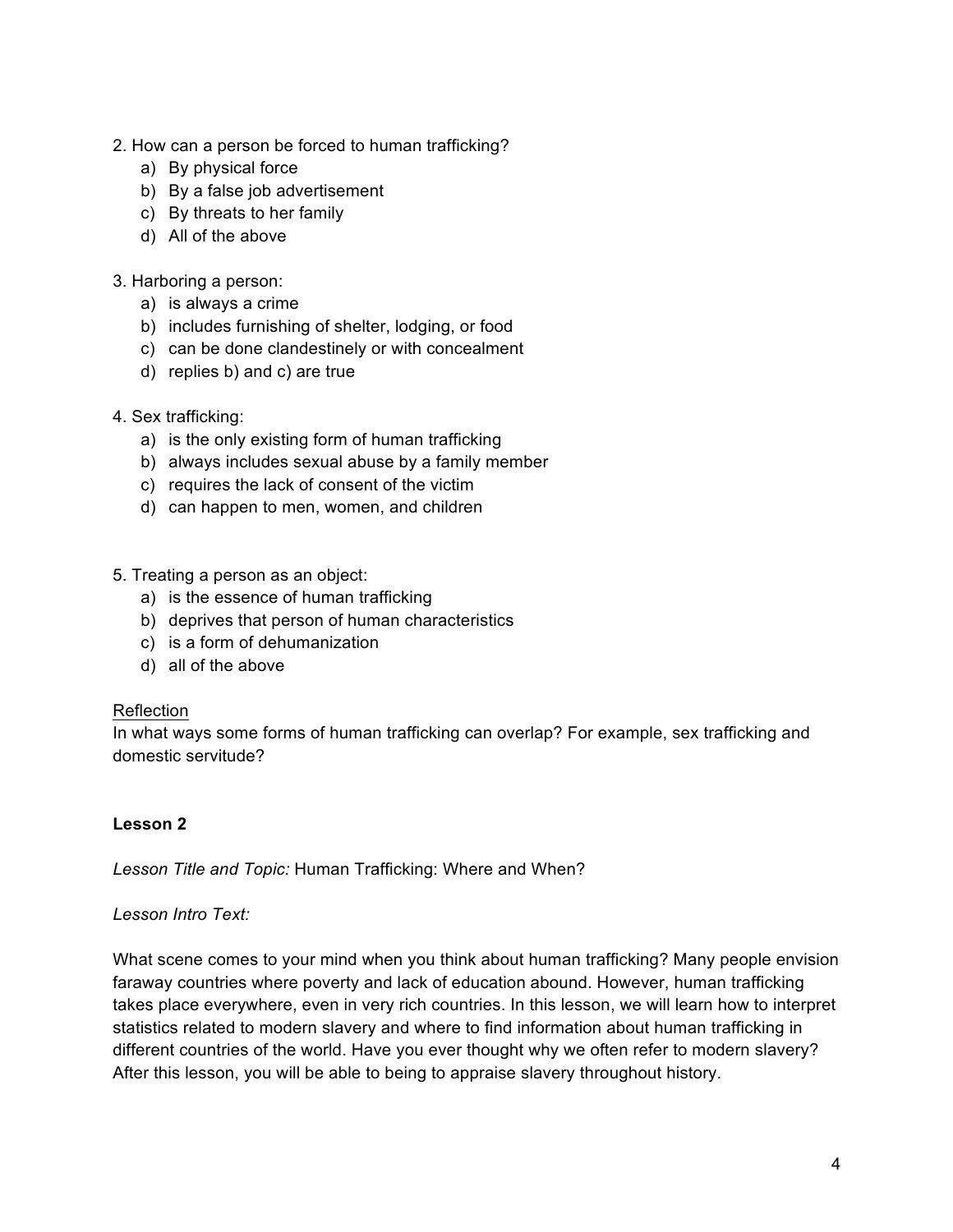2. How can a person be forced to human trafficking?
   a) By physical force
   b) By a false job advertisement
   c) By threats to her family
   d) All of the above

3. Harboring a person:
   a) is always a crime
   b) includes furnishing of shelter, lodging, or food
   c) can be done clandestinely or with concealment
   d) replies b) and c) are true

4. Sex trafficking:
   a) is the only existing form of human trafficking
   b) always includes sexual abuse by a family member
   c) requires the lack of consent of the victim
   d) can happen to men, women, and children

5. Treating a person as an object:
   a) is the essence of human trafficking
   b) deprives that person of human characteristics
   c) is a form of dehumanization
   d) all of the above

<u>Reflection</u>

In what ways some forms of human trafficking can overlap? For example, sex trafficking and domestic servitude?

**Lesson 2**

*Lesson Title and Topic:* Human Trafficking: Where and When?

*Lesson Intro Text:*

What scene comes to your mind when you think about human trafficking? Many people envision faraway countries where poverty and lack of education abound. However, human trafficking takes place everywhere, even in very rich countries. In this lesson, we will learn how to interpret statistics related to modern slavery and where to find information about human trafficking in different countries of the world. Have you ever thought why we often refer to modern slavery? After this lesson, you will be able to being to appraise slavery throughout history.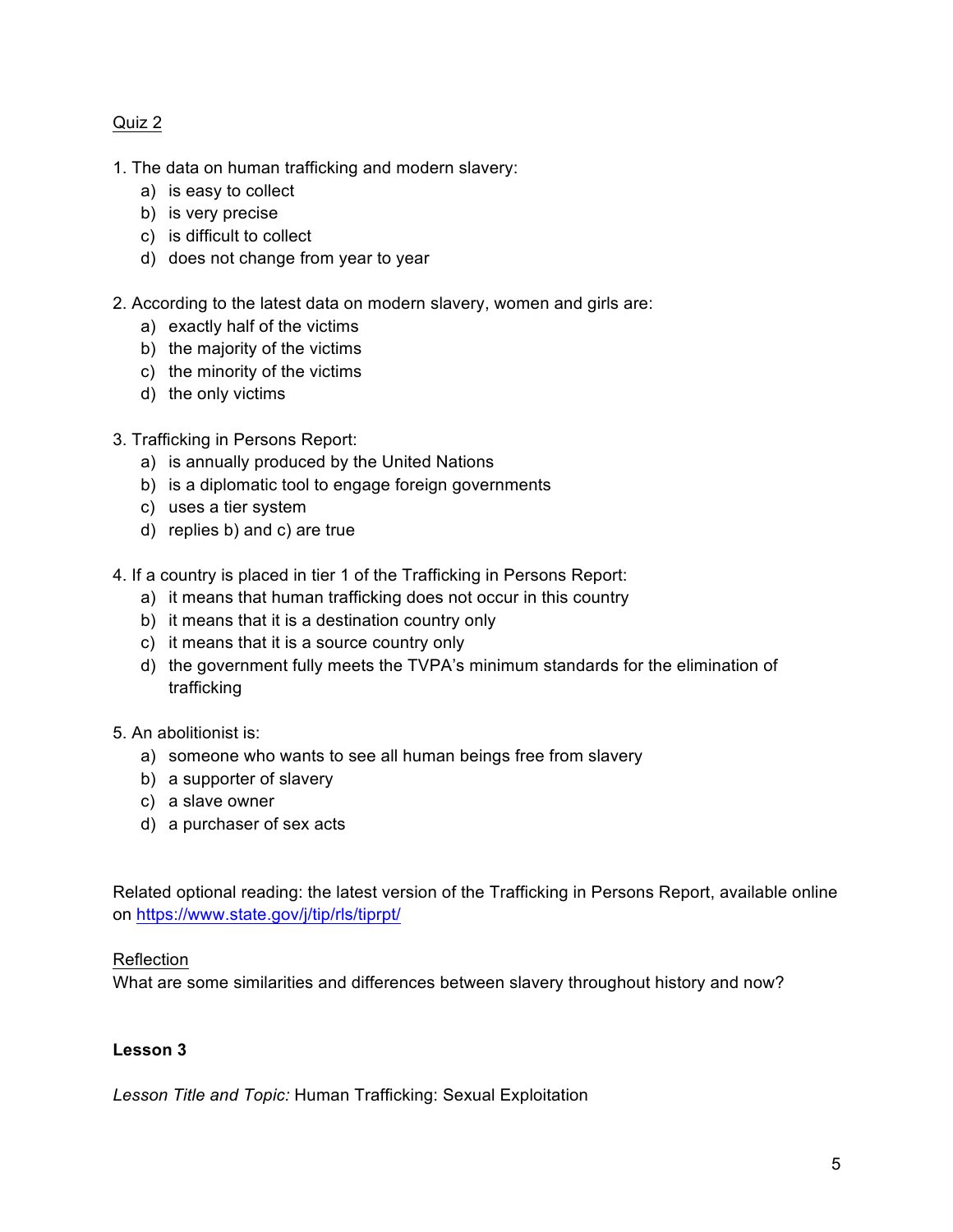Quiz 2

1. The data on human trafficking and modern slavery:
   a) is easy to collect
   b) is very precise
   c) is difficult to collect
   d) does not change from year to year

2. According to the latest data on modern slavery, women and girls are:
   a) exactly half of the victims
   b) the majority of the victims
   c) the minority of the victims
   d) the only victims

3. Trafficking in Persons Report:
   a) is annually produced by the United Nations
   b) is a diplomatic tool to engage foreign governments
   c) uses a tier system
   d) replies b) and c) are true

4. If a country is placed in tier 1 of the Trafficking in Persons Report:
   a) it means that human trafficking does not occur in this country
   b) it means that it is a destination country only
   c) it means that it is a source country only
   d) the government fully meets the TVPA's minimum standards for the elimination of trafficking

5. An abolitionist is:
   a) someone who wants to see all human beings free from slavery
   b) a supporter of slavery
   c) a slave owner
   d) a purchaser of sex acts

Related optional reading: the latest version of the Trafficking in Persons Report, available online on https://www.state.gov/j/tip/rls/tiprpt/

Reflection
What are some similarities and differences between slavery throughout history and now?

**Lesson 3**

*Lesson Title and Topic:* Human Trafficking: Sexual Exploitation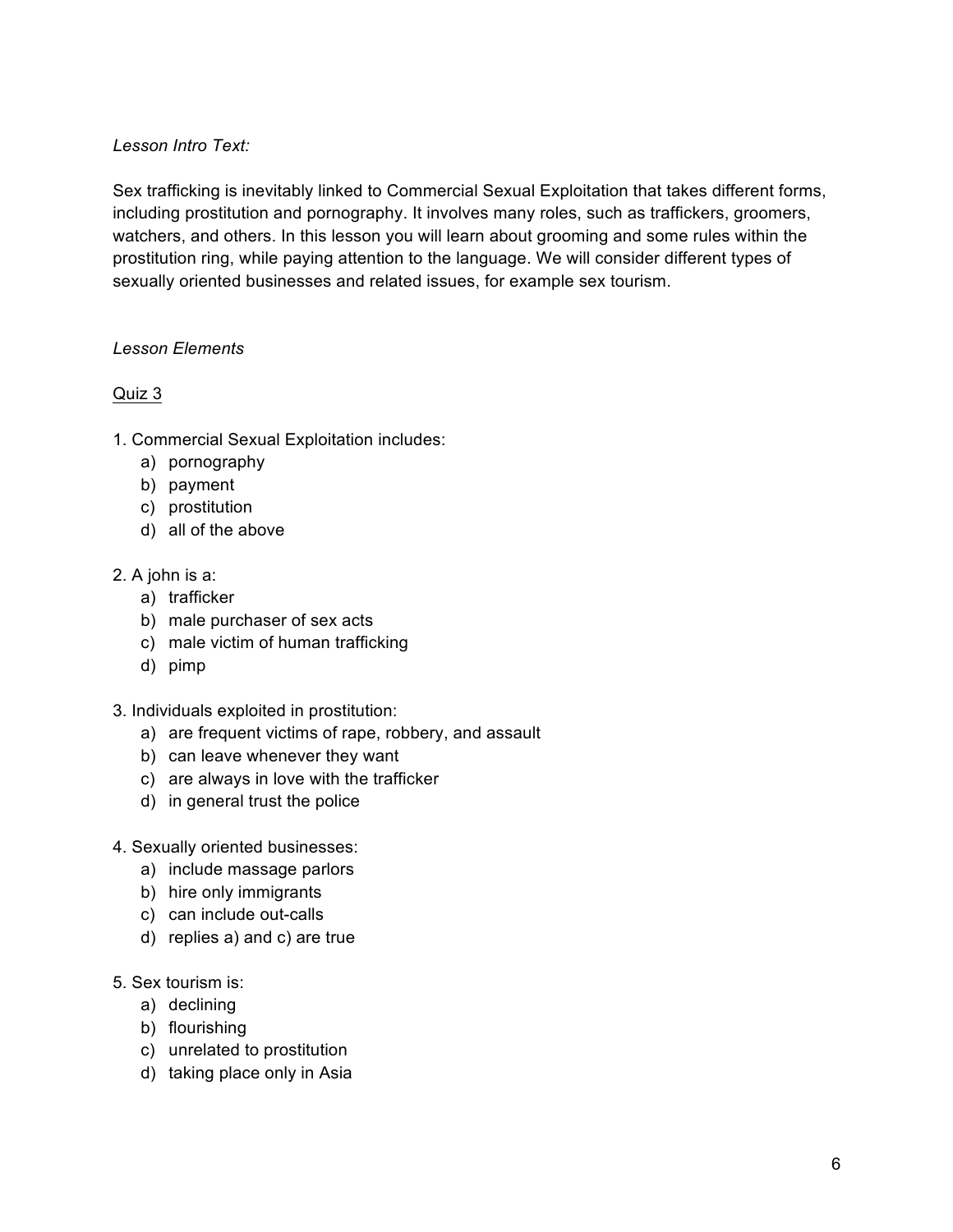*Lesson Intro Text:*

Sex trafficking is inevitably linked to Commercial Sexual Exploitation that takes different forms, including prostitution and pornography. It involves many roles, such as traffickers, groomers, watchers, and others. In this lesson you will learn about grooming and some rules within the prostitution ring, while paying attention to the language. We will consider different types of sexually oriented businesses and related issues, for example sex tourism.

*Lesson Elements*

<u>Quiz 3</u>

1. Commercial Sexual Exploitation includes:
   a) pornography
   b) payment
   c) prostitution
   d) all of the above

2. A john is a:
   a) trafficker
   b) male purchaser of sex acts
   c) male victim of human trafficking
   d) pimp

3. Individuals exploited in prostitution:
   a) are frequent victims of rape, robbery, and assault
   b) can leave whenever they want
   c) are always in love with the trafficker
   d) in general trust the police

4. Sexually oriented businesses:
   a) include massage parlors
   b) hire only immigrants
   c) can include out-calls
   d) replies a) and c) are true

5. Sex tourism is:
   a) declining
   b) flourishing
   c) unrelated to prostitution
   d) taking place only in Asia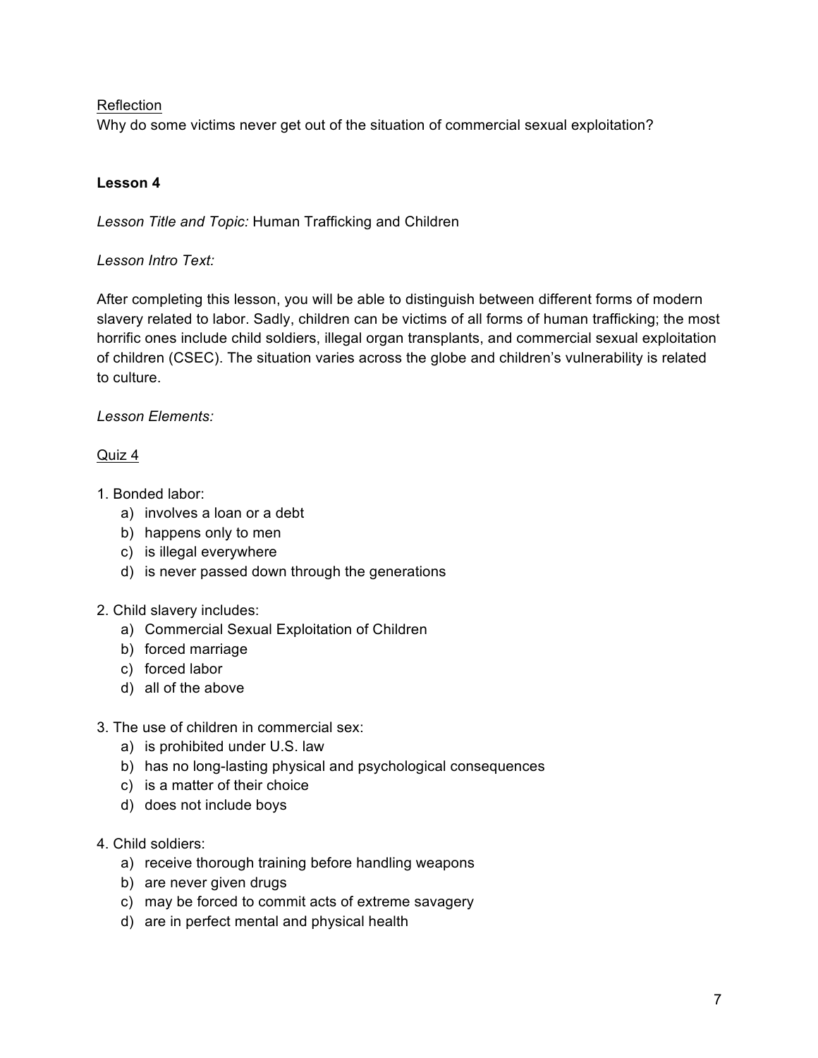<u>Reflection</u>

Why do some victims never get out of the situation of commercial sexual exploitation?

**Lesson 4**

*Lesson Title and Topic:* Human Trafficking and Children

*Lesson Intro Text:*

After completing this lesson, you will be able to distinguish between different forms of modern slavery related to labor. Sadly, children can be victims of all forms of human trafficking; the most horrific ones include child soldiers, illegal organ transplants, and commercial sexual exploitation of children (CSEC). The situation varies across the globe and children's vulnerability is related to culture.

*Lesson Elements:*

<u>Quiz 4</u>

1. Bonded labor:
   a) involves a loan or a debt
   b) happens only to men
   c) is illegal everywhere
   d) is never passed down through the generations

2. Child slavery includes:
   a) Commercial Sexual Exploitation of Children
   b) forced marriage
   c) forced labor
   d) all of the above

3. The use of children in commercial sex:
   a) is prohibited under U.S. law
   b) has no long-lasting physical and psychological consequences
   c) is a matter of their choice
   d) does not include boys

4. Child soldiers:
   a) receive thorough training before handling weapons
   b) are never given drugs
   c) may be forced to commit acts of extreme savagery
   d) are in perfect mental and physical health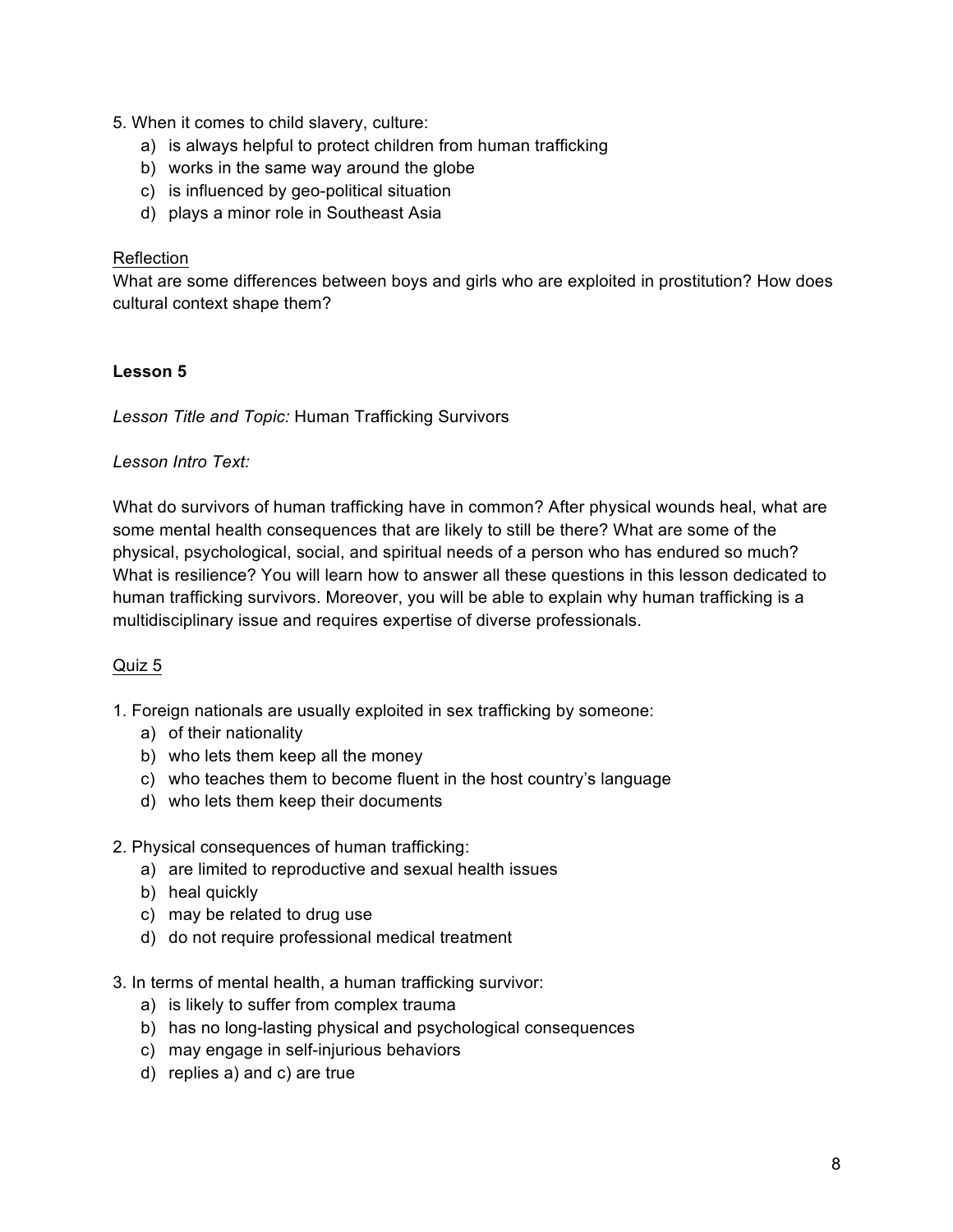5. When it comes to child slavery, culture:
   a) is always helpful to protect children from human trafficking
   b) works in the same way around the globe
   c) is influenced by geo-political situation
   d) plays a minor role in Southeast Asia

Reflection

What are some differences between boys and girls who are exploited in prostitution? How does cultural context shape them?

**Lesson 5**

*Lesson Title and Topic:* Human Trafficking Survivors

*Lesson Intro Text:*

What do survivors of human trafficking have in common? After physical wounds heal, what are some mental health consequences that are likely to still be there? What are some of the physical, psychological, social, and spiritual needs of a person who has endured so much? What is resilience? You will learn how to answer all these questions in this lesson dedicated to human trafficking survivors. Moreover, you will be able to explain why human trafficking is a multidisciplinary issue and requires expertise of diverse professionals.

Quiz 5

1. Foreign nationals are usually exploited in sex trafficking by someone:
   a) of their nationality
   b) who lets them keep all the money
   c) who teaches them to become fluent in the host country's language
   d) who lets them keep their documents

2. Physical consequences of human trafficking:
   a) are limited to reproductive and sexual health issues
   b) heal quickly
   c) may be related to drug use
   d) do not require professional medical treatment

3. In terms of mental health, a human trafficking survivor:
   a) is likely to suffer from complex trauma
   b) has no long-lasting physical and psychological consequences
   c) may engage in self-injurious behaviors
   d) replies a) and c) are true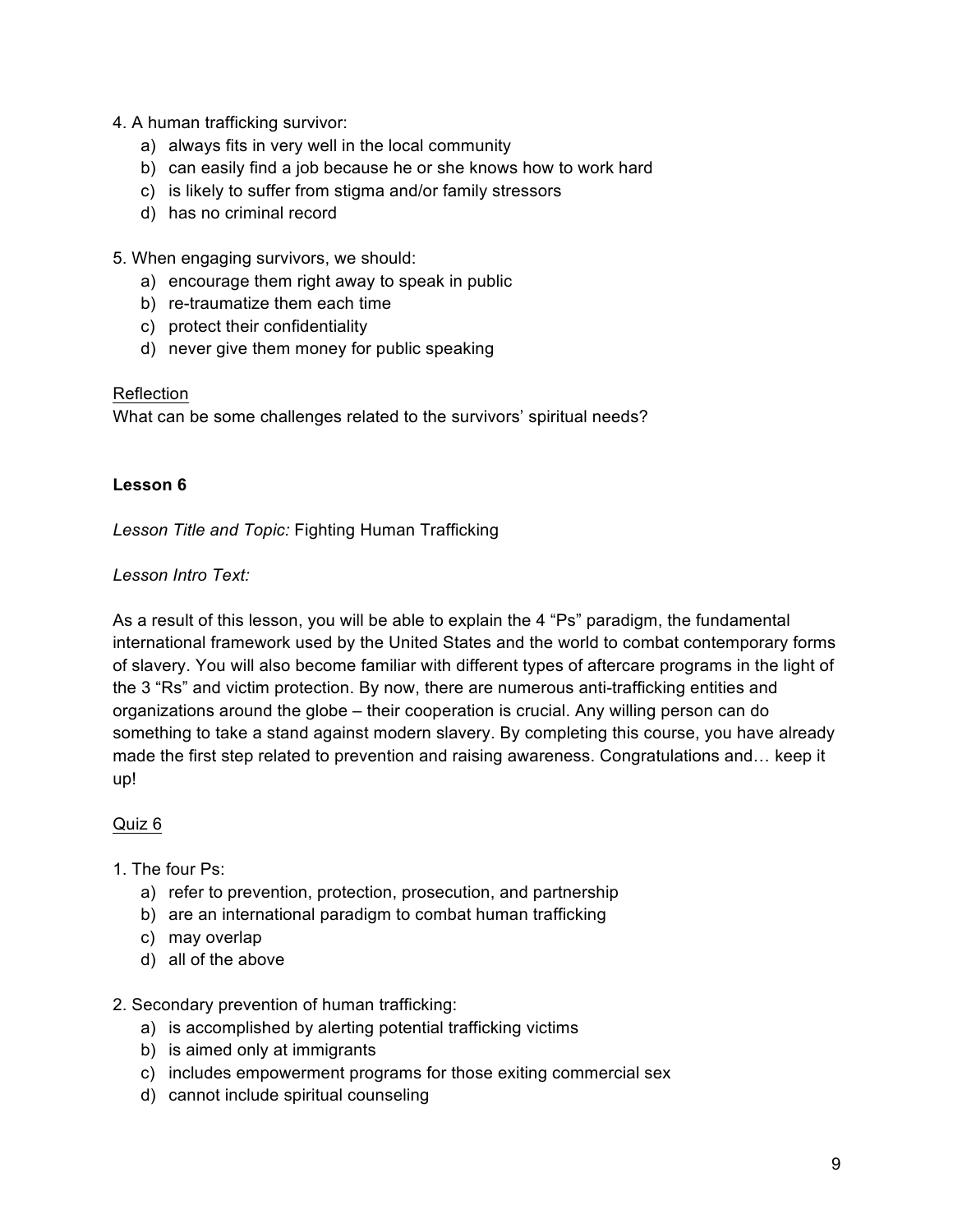4. A human trafficking survivor:
   a) always fits in very well in the local community
   b) can easily find a job because he or she knows how to work hard
   c) is likely to suffer from stigma and/or family stressors
   d) has no criminal record

5. When engaging survivors, we should:
   a) encourage them right away to speak in public
   b) re-traumatize them each time
   c) protect their confidentiality
   d) never give them money for public speaking

<u>Reflection</u>

What can be some challenges related to the survivors' spiritual needs?

**Lesson 6**

*Lesson Title and Topic:* Fighting Human Trafficking

*Lesson Intro Text:*

As a result of this lesson, you will be able to explain the 4 "Ps" paradigm, the fundamental international framework used by the United States and the world to combat contemporary forms of slavery. You will also become familiar with different types of aftercare programs in the light of the 3 "Rs" and victim protection. By now, there are numerous anti-trafficking entities and organizations around the globe – their cooperation is crucial. Any willing person can do something to take a stand against modern slavery. By completing this course, you have already made the first step related to prevention and raising awareness. Congratulations and… keep it up!

<u>Quiz 6</u>

1. The four Ps:
   a) refer to prevention, protection, prosecution, and partnership
   b) are an international paradigm to combat human trafficking
   c) may overlap
   d) all of the above

2. Secondary prevention of human trafficking:
   a) is accomplished by alerting potential trafficking victims
   b) is aimed only at immigrants
   c) includes empowerment programs for those exiting commercial sex
   d) cannot include spiritual counseling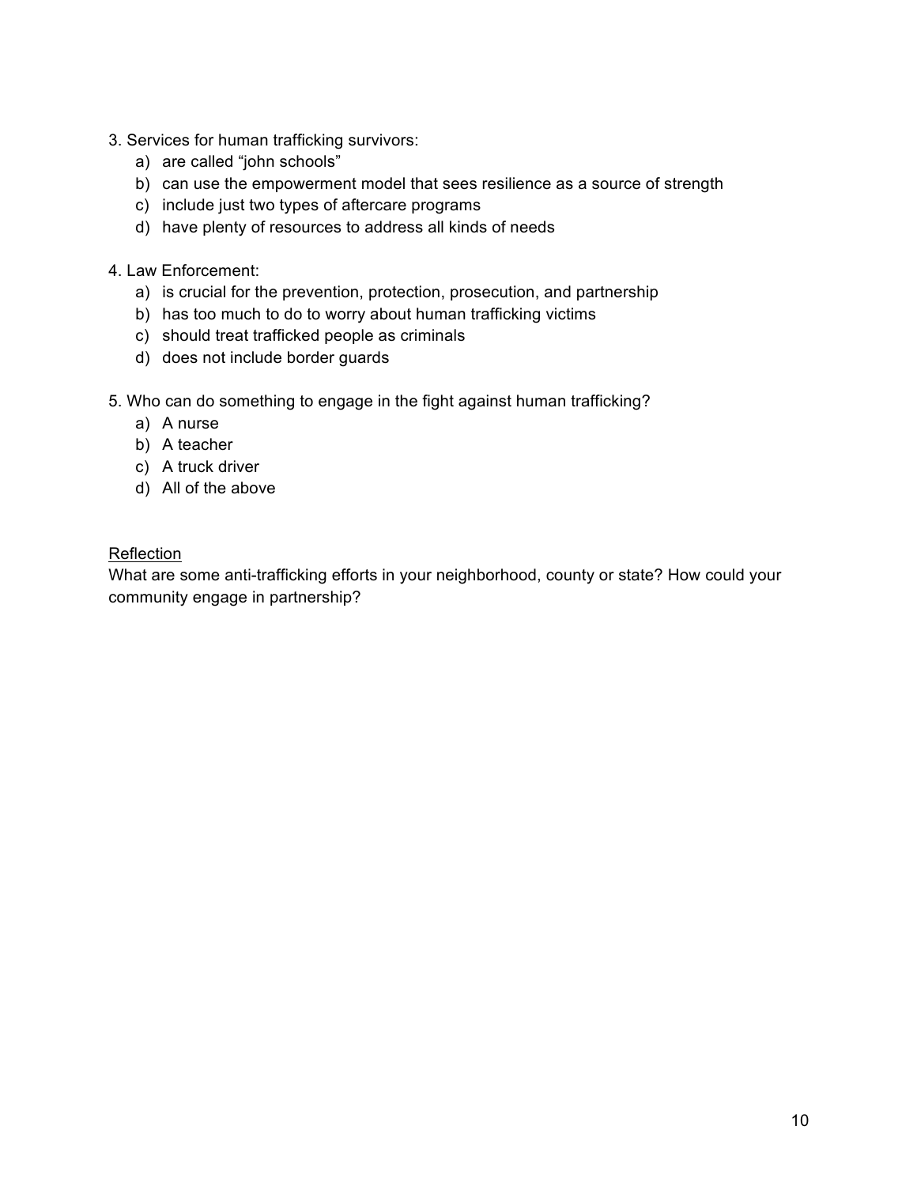3. Services for human trafficking survivors:
   a) are called “john schools”
   b) can use the empowerment model that sees resilience as a source of strength
   c) include just two types of aftercare programs
   d) have plenty of resources to address all kinds of needs

4. Law Enforcement:
   a) is crucial for the prevention, protection, prosecution, and partnership
   b) has too much to do to worry about human trafficking victims
   c) should treat trafficked people as criminals
   d) does not include border guards

5. Who can do something to engage in the fight against human trafficking?
   a) A nurse
   b) A teacher
   c) A truck driver
   d) All of the above

<u>Reflection</u>

What are some anti-trafficking efforts in your neighborhood, county or state? How could your community engage in partnership?